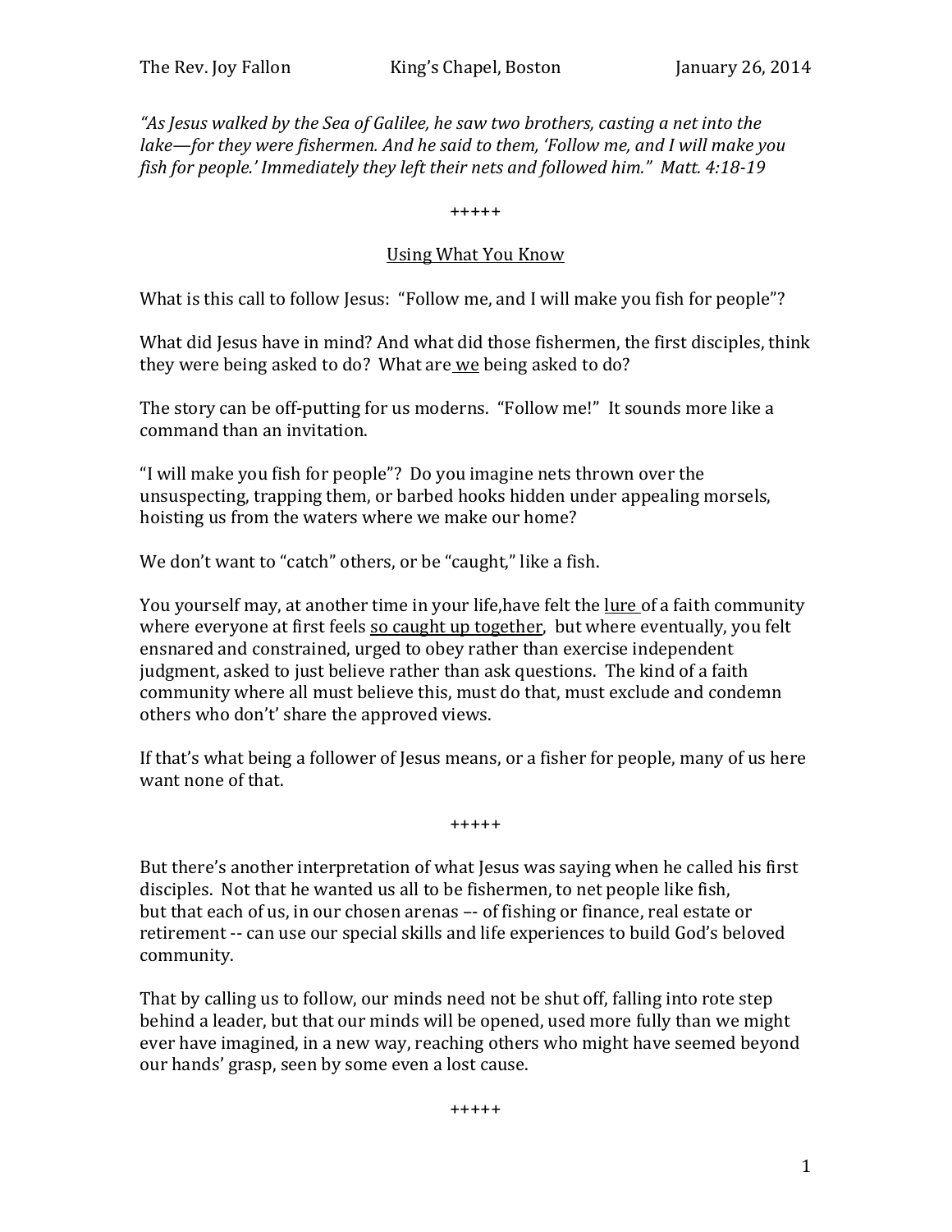The Rev. Joy Fallon King's Chapel, Boston January 26, 2014

*"As Jesus walked by the Sea of Galilee, he saw two brothers, casting a net into the lake—for they were fishermen. And he said to them, 'Follow me, and I will make you fish for people.' Immediately they left their nets and followed him." Matt. 4:18-19*

+++++

## Using What You Know

What is this call to follow Jesus: "Follow me, and I will make you fish for people"?

What did Jesus have in mind? And what did those fishermen, the first disciples, think they were being asked to do? What are <u>we</u> being asked to do?

The story can be off-putting for us moderns. "Follow me!" It sounds more like a command than an invitation.

"I will make you fish for people"? Do you imagine nets thrown over the unsuspecting, trapping them, or barbed hooks hidden under appealing morsels, hoisting us from the waters where we make our home?

We don't want to "catch" others, or be "caught," like a fish.

You yourself may, at another time in your life,have felt the <u>lure</u> of a faith community where everyone at first feels <u>so caught up together</u>, but where eventually, you felt ensnared and constrained, urged to obey rather than exercise independent judgment, asked to just believe rather than ask questions. The kind of a faith community where all must believe this, must do that, must exclude and condemn others who don't' share the approved views.

If that's what being a follower of Jesus means, or a fisher for people, many of us here want none of that.

+++++

But there's another interpretation of what Jesus was saying when he called his first disciples. Not that he wanted us all to be fishermen, to net people like fish, but that each of us, in our chosen arenas –- of fishing or finance, real estate or retirement -- can use our special skills and life experiences to build God's beloved community.

That by calling us to follow, our minds need not be shut off, falling into rote step behind a leader, but that our minds will be opened, used more fully than we might ever have imagined, in a new way, reaching others who might have seemed beyond our hands' grasp, seen by some even a lost cause.

+++++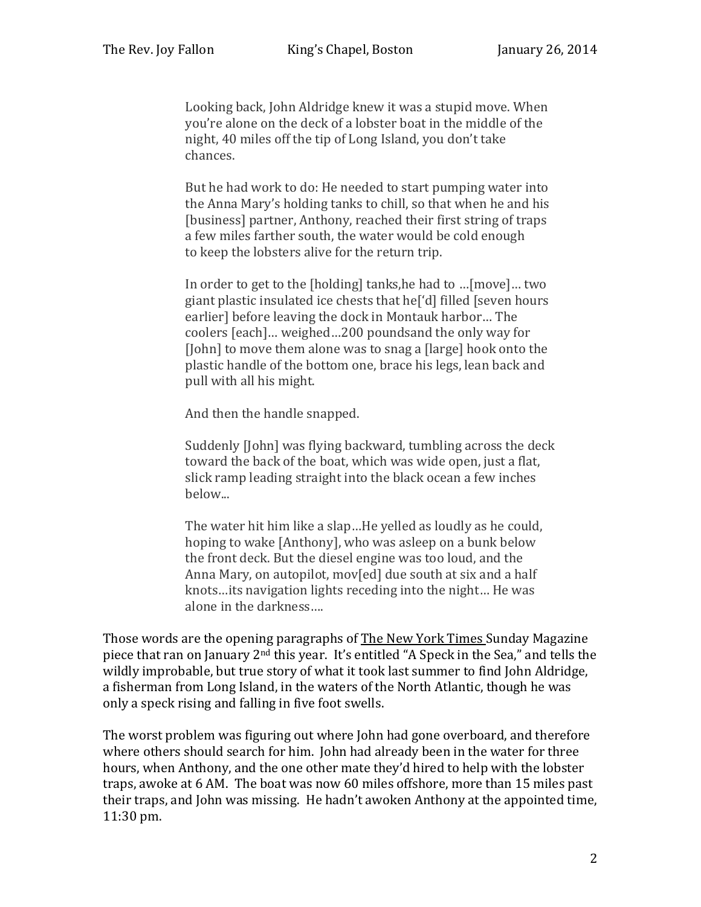> Looking back, John Aldridge knew it was a stupid move. When you're alone on the deck of a lobster boat in the middle of the night, 40 miles off the tip of Long Island, you don't take chances.
>
> But he had work to do: He needed to start pumping water into the Anna Mary's holding tanks to chill, so that when he and his [business] partner, Anthony, reached their first string of traps a few miles farther south, the water would be cold enough to keep the lobsters alive for the return trip.
>
> In order to get to the [holding] tanks,he had to …[move]… two giant plastic insulated ice chests that he['d] filled [seven hours earlier] before leaving the dock in Montauk harbor… The coolers [each]… weighed…200 poundsand the only way for [John] to move them alone was to snag a [large] hook onto the plastic handle of the bottom one, brace his legs, lean back and pull with all his might.
>
> And then the handle snapped.
>
> Suddenly [John] was flying backward, tumbling across the deck toward the back of the boat, which was wide open, just a flat, slick ramp leading straight into the black ocean a few inches below...
>
> The water hit him like a slap…He yelled as loudly as he could, hoping to wake [Anthony], who was asleep on a bunk below the front deck. But the diesel engine was too loud, and the Anna Mary, on autopilot, mov[ed] due south at six and a half knots…its navigation lights receding into the night… He was alone in the darkness….

Those words are the opening paragraphs of The New York Times Sunday Magazine piece that ran on January 2nd this year. It's entitled "A Speck in the Sea," and tells the wildly improbable, but true story of what it took last summer to find John Aldridge, a fisherman from Long Island, in the waters of the North Atlantic, though he was only a speck rising and falling in five foot swells.

The worst problem was figuring out where John had gone overboard, and therefore where others should search for him. John had already been in the water for three hours, when Anthony, and the one other mate they'd hired to help with the lobster traps, awoke at 6 AM. The boat was now 60 miles offshore, more than 15 miles past their traps, and John was missing. He hadn't awoken Anthony at the appointed time, 11:30 pm.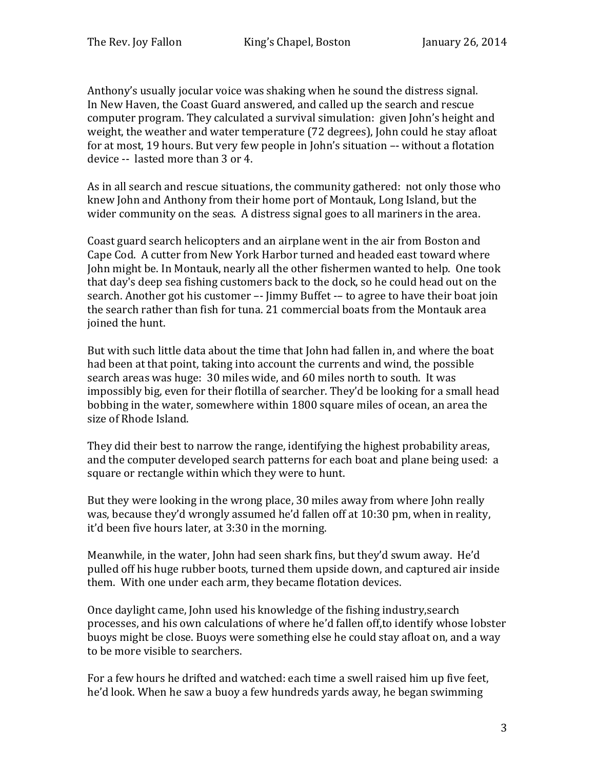Anthony's usually jocular voice was shaking when he sound the distress signal. In New Haven, the Coast Guard answered, and called up the search and rescue computer program. They calculated a survival simulation: given John's height and weight, the weather and water temperature (72 degrees), John could he stay afloat for at most, 19 hours. But very few people in John's situation –- without a flotation device -- lasted more than 3 or 4.

As in all search and rescue situations, the community gathered: not only those who knew John and Anthony from their home port of Montauk, Long Island, but the wider community on the seas. A distress signal goes to all mariners in the area.

Coast guard search helicopters and an airplane went in the air from Boston and Cape Cod. A cutter from New York Harbor turned and headed east toward where John might be. In Montauk, nearly all the other fishermen wanted to help. One took that day's deep sea fishing customers back to the dock, so he could head out on the search. Another got his customer –- Jimmy Buffet -– to agree to have their boat join the search rather than fish for tuna. 21 commercial boats from the Montauk area joined the hunt.

But with such little data about the time that John had fallen in, and where the boat had been at that point, taking into account the currents and wind, the possible search areas was huge: 30 miles wide, and 60 miles north to south. It was impossibly big, even for their flotilla of searcher. They'd be looking for a small head bobbing in the water, somewhere within 1800 square miles of ocean, an area the size of Rhode Island.

They did their best to narrow the range, identifying the highest probability areas, and the computer developed search patterns for each boat and plane being used: a square or rectangle within which they were to hunt.

But they were looking in the wrong place, 30 miles away from where John really was, because they'd wrongly assumed he'd fallen off at 10:30 pm, when in reality, it'd been five hours later, at 3:30 in the morning.

Meanwhile, in the water, John had seen shark fins, but they'd swum away. He'd pulled off his huge rubber boots, turned them upside down, and captured air inside them. With one under each arm, they became flotation devices.

Once daylight came, John used his knowledge of the fishing industry,search processes, and his own calculations of where he'd fallen off,to identify whose lobster buoys might be close. Buoys were something else he could stay afloat on, and a way to be more visible to searchers.

For a few hours he drifted and watched: each time a swell raised him up five feet, he'd look. When he saw a buoy a few hundreds yards away, he began swimming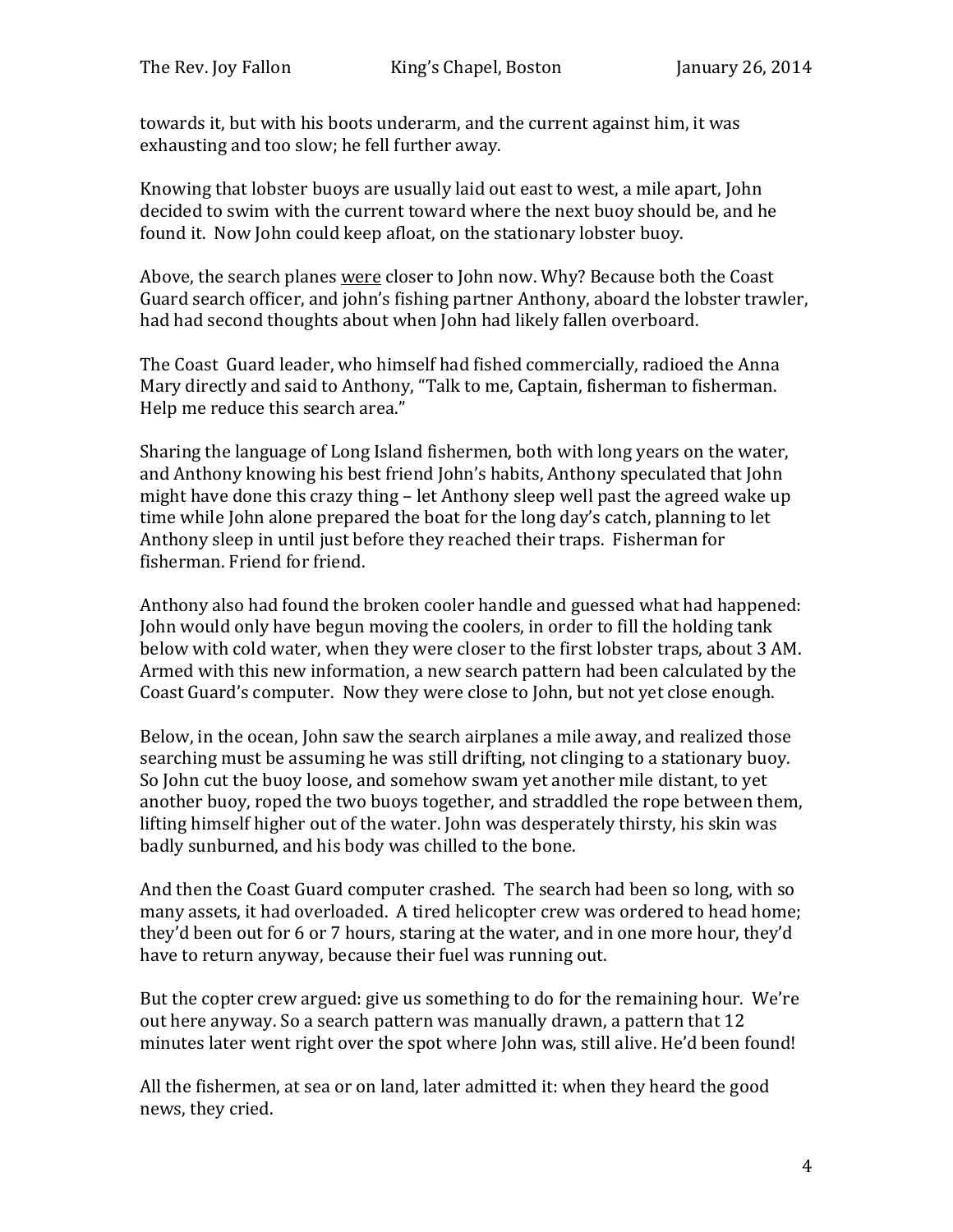towards it, but with his boots underarm, and the current against him, it was exhausting and too slow; he fell further away.

Knowing that lobster buoys are usually laid out east to west, a mile apart, John decided to swim with the current toward where the next buoy should be, and he found it. Now John could keep afloat, on the stationary lobster buoy.

Above, the search planes <u>were</u> closer to John now. Why? Because both the Coast Guard search officer, and john's fishing partner Anthony, aboard the lobster trawler, had had second thoughts about when John had likely fallen overboard.

The Coast Guard leader, who himself had fished commercially, radioed the Anna Mary directly and said to Anthony, "Talk to me, Captain, fisherman to fisherman. Help me reduce this search area."

Sharing the language of Long Island fishermen, both with long years on the water, and Anthony knowing his best friend John's habits, Anthony speculated that John might have done this crazy thing – let Anthony sleep well past the agreed wake up time while John alone prepared the boat for the long day's catch, planning to let Anthony sleep in until just before they reached their traps. Fisherman for fisherman. Friend for friend.

Anthony also had found the broken cooler handle and guessed what had happened: John would only have begun moving the coolers, in order to fill the holding tank below with cold water, when they were closer to the first lobster traps, about 3 AM. Armed with this new information, a new search pattern had been calculated by the Coast Guard's computer. Now they were close to John, but not yet close enough.

Below, in the ocean, John saw the search airplanes a mile away, and realized those searching must be assuming he was still drifting, not clinging to a stationary buoy. So John cut the buoy loose, and somehow swam yet another mile distant, to yet another buoy, roped the two buoys together, and straddled the rope between them, lifting himself higher out of the water. John was desperately thirsty, his skin was badly sunburned, and his body was chilled to the bone.

And then the Coast Guard computer crashed. The search had been so long, with so many assets, it had overloaded. A tired helicopter crew was ordered to head home; they'd been out for 6 or 7 hours, staring at the water, and in one more hour, they'd have to return anyway, because their fuel was running out.

But the copter crew argued: give us something to do for the remaining hour. We're out here anyway. So a search pattern was manually drawn, a pattern that 12 minutes later went right over the spot where John was, still alive. He'd been found!

All the fishermen, at sea or on land, later admitted it: when they heard the good news, they cried.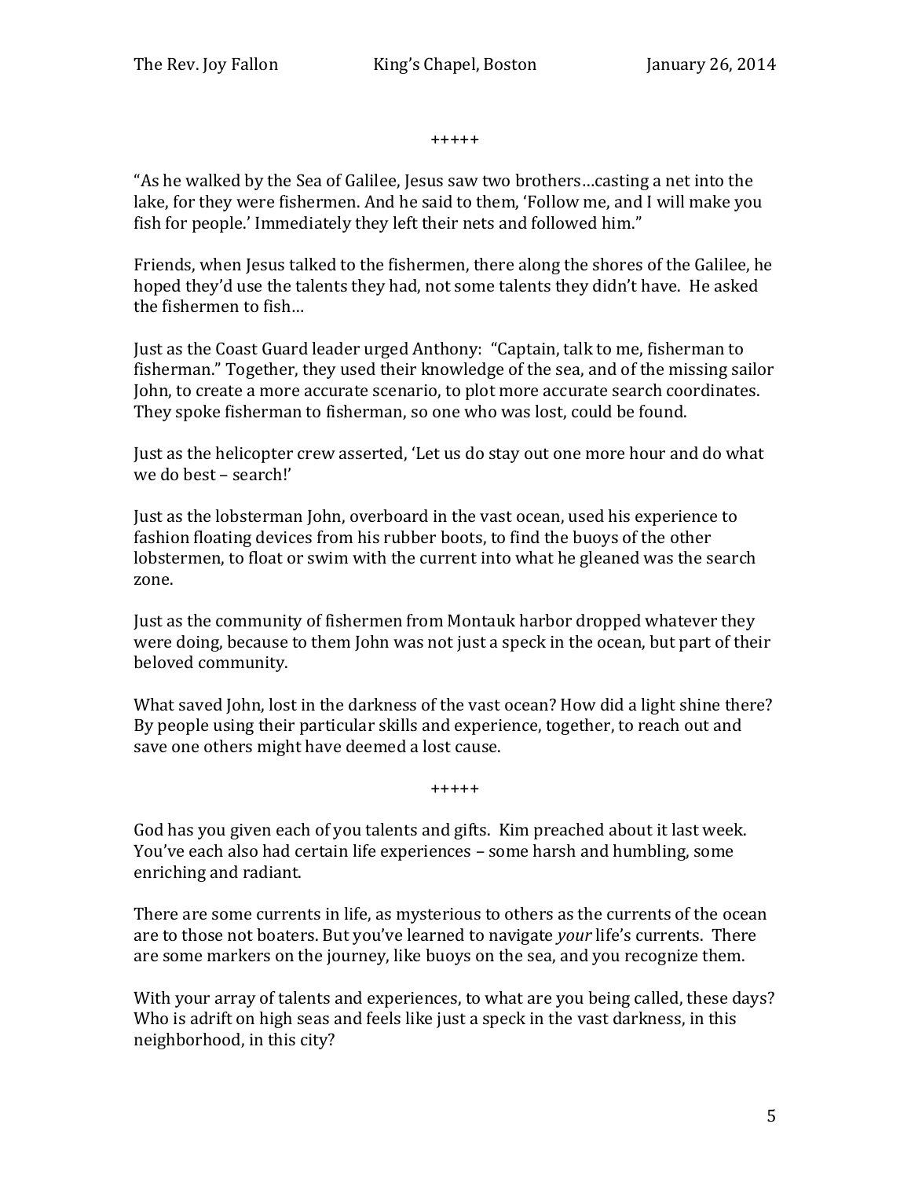+++++

"As he walked by the Sea of Galilee, Jesus saw two brothers…casting a net into the lake, for they were fishermen. And he said to them, 'Follow me, and I will make you fish for people.' Immediately they left their nets and followed him."

Friends, when Jesus talked to the fishermen, there along the shores of the Galilee, he hoped they'd use the talents they had, not some talents they didn't have. He asked the fishermen to fish…

Just as the Coast Guard leader urged Anthony: "Captain, talk to me, fisherman to fisherman." Together, they used their knowledge of the sea, and of the missing sailor John, to create a more accurate scenario, to plot more accurate search coordinates. They spoke fisherman to fisherman, so one who was lost, could be found.

Just as the helicopter crew asserted, 'Let us do stay out one more hour and do what we do best – search!'

Just as the lobsterman John, overboard in the vast ocean, used his experience to fashion floating devices from his rubber boots, to find the buoys of the other lobstermen, to float or swim with the current into what he gleaned was the search zone.

Just as the community of fishermen from Montauk harbor dropped whatever they were doing, because to them John was not just a speck in the ocean, but part of their beloved community.

What saved John, lost in the darkness of the vast ocean? How did a light shine there? By people using their particular skills and experience, together, to reach out and save one others might have deemed a lost cause.

+++++

God has you given each of you talents and gifts. Kim preached about it last week. You've each also had certain life experiences – some harsh and humbling, some enriching and radiant.

There are some currents in life, as mysterious to others as the currents of the ocean are to those not boaters. But you've learned to navigate *your* life's currents. There are some markers on the journey, like buoys on the sea, and you recognize them.

With your array of talents and experiences, to what are you being called, these days? Who is adrift on high seas and feels like just a speck in the vast darkness, in this neighborhood, in this city?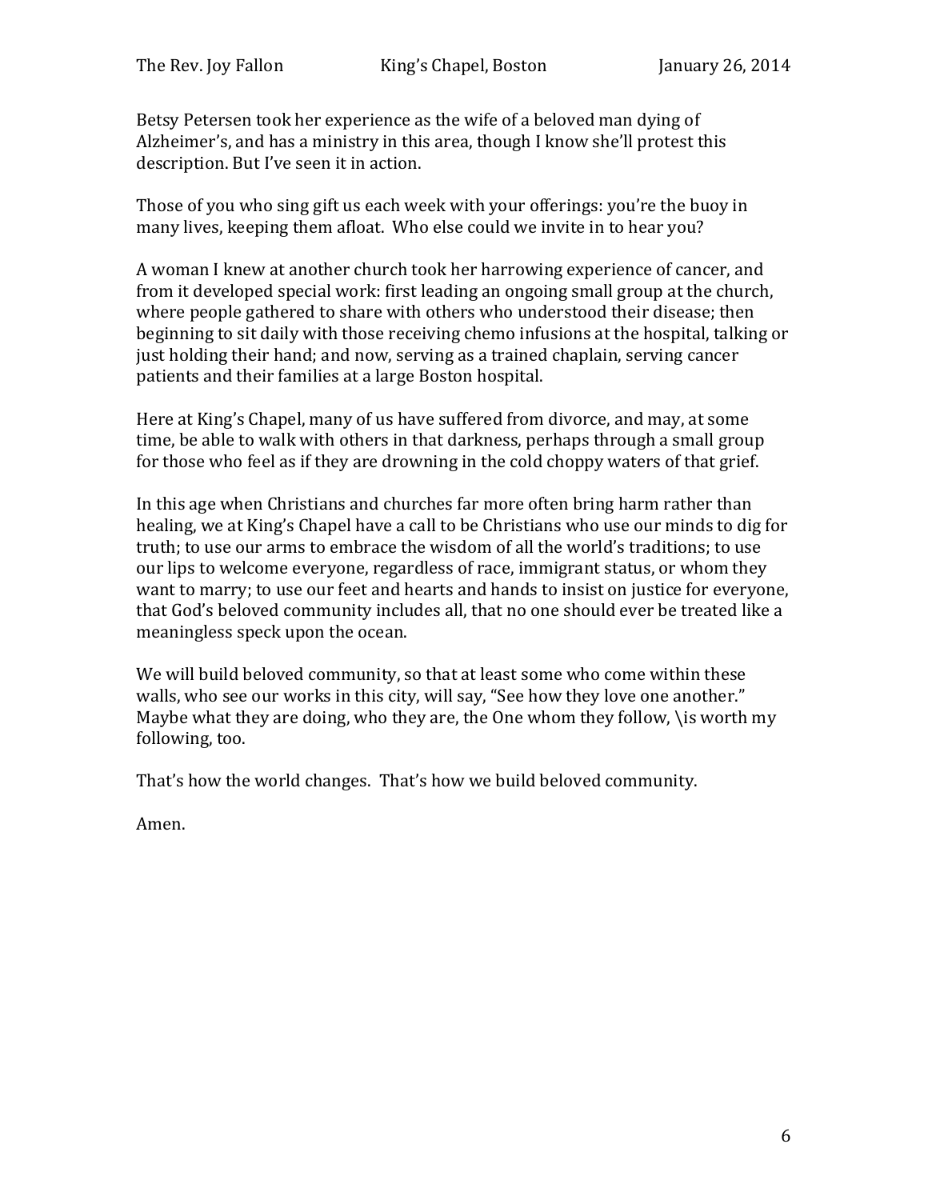Betsy Petersen took her experience as the wife of a beloved man dying of Alzheimer's, and has a ministry in this area, though I know she'll protest this description. But I've seen it in action.

Those of you who sing gift us each week with your offerings: you're the buoy in many lives, keeping them afloat. Who else could we invite in to hear you?

A woman I knew at another church took her harrowing experience of cancer, and from it developed special work: first leading an ongoing small group at the church, where people gathered to share with others who understood their disease; then beginning to sit daily with those receiving chemo infusions at the hospital, talking or just holding their hand; and now, serving as a trained chaplain, serving cancer patients and their families at a large Boston hospital.

Here at King's Chapel, many of us have suffered from divorce, and may, at some time, be able to walk with others in that darkness, perhaps through a small group for those who feel as if they are drowning in the cold choppy waters of that grief.

In this age when Christians and churches far more often bring harm rather than healing, we at King's Chapel have a call to be Christians who use our minds to dig for truth; to use our arms to embrace the wisdom of all the world's traditions; to use our lips to welcome everyone, regardless of race, immigrant status, or whom they want to marry; to use our feet and hearts and hands to insist on justice for everyone, that God's beloved community includes all, that no one should ever be treated like a meaningless speck upon the ocean.

We will build beloved community, so that at least some who come within these walls, who see our works in this city, will say, "See how they love one another." Maybe what they are doing, who they are, the One whom they follow, \is worth my following, too.

That's how the world changes. That's how we build beloved community.

Amen.